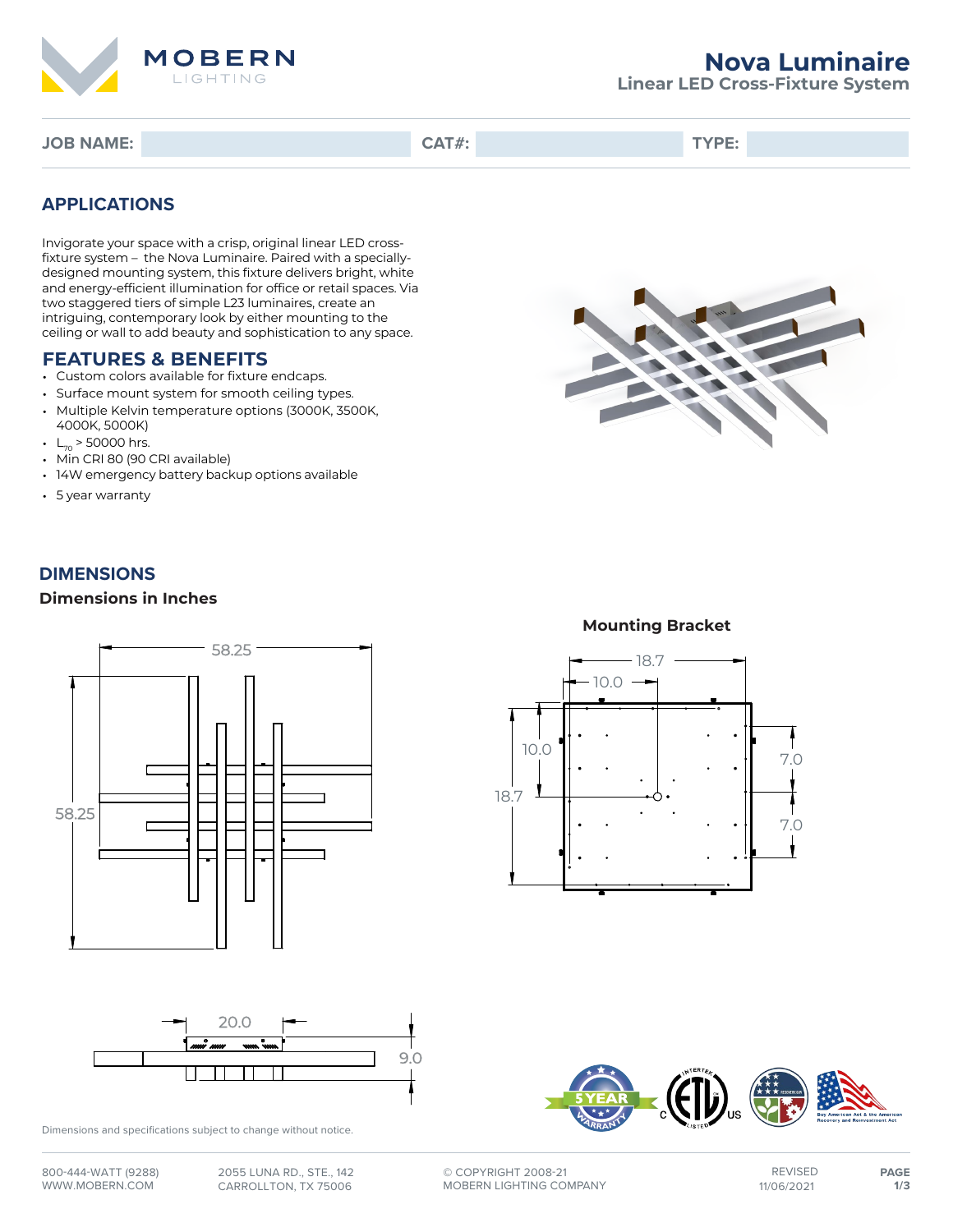# Nova Luminaire

## Linear LED Cross-Fixture System

**JOB NAME:** | **CAT#:** | **TYPE:**

## APPLICATIONS

Invigorate your space with a crisp, original linear LED cross-fixture system – the Nova Luminaire. Paired with a specially-designed mounting system, this fixture delivers bright, white and energy-efficient illumination for office or retail spaces. Via two staggered tiers of simple L23 luminaires, create an intriguing, contemporary look by either mounting to the ceiling or wall to add beauty and sophistication to any space.

## FEATURES & BENEFITS

- Custom colors available for fixture endcaps.
- Surface mount system for smooth ceiling types.
- Multiple Kelvin temperature options (3000K, 3500K, 4000K, 5000K)
- $L_{70}$ > 50000 hrs.
- Min CRI 80 (90 CRI available)
- 14W emergency battery backup options available
- 5 year warranty

## DIMENSIONS

### Dimensions in Inches

58.25 × 58.25

**Mounting Bracket**

18.7 × 18.7; 10.0; 10.0; 7.0; 7.0

20.0; 9.0

Dimensions and specifications subject to change without notice.

800-444-WATT (9288)
WWW.MOBERN.COM

2055 LUNA RD., STE., 142
CARROLLTON, TX 75006

© COPYRIGHT 2008-21
MOBERN LIGHTING COMPANY

REVISED
11/06/2021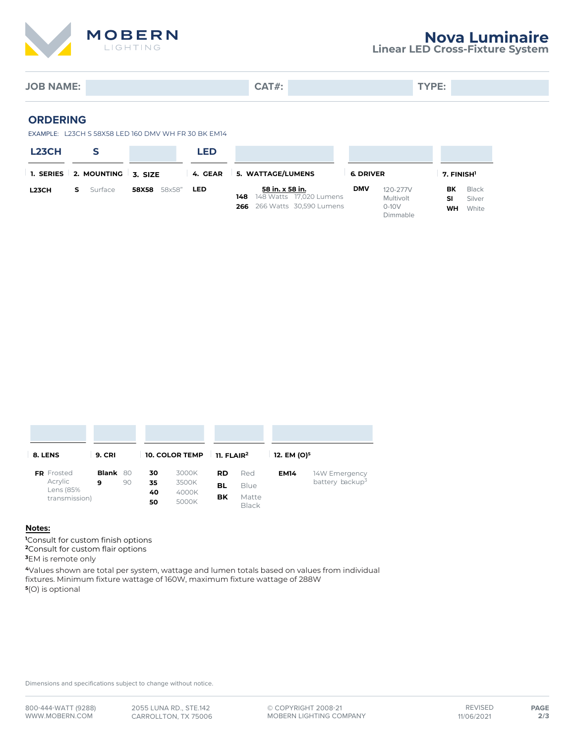# Nova Luminaire

## Linear LED Cross-Fixture System

**JOB NAME:** | **CAT#:** | **TYPE:**

## ORDERING

EXAMPLE: L23CH S 58X58 LED 160 DMV WH FR 30 BK EM14

| 1. SERIES | 2. MOUNTING | 3. SIZE | 4. GEAR | 5. WATTAGE/LUMENS | 6. DRIVER | 7. FINISH[1] |
|---|---|---|---|---|---|---|
| L23CH | S | | LED | | | |
| **L23CH** | **S** Surface | **58X58** 58x58" | **LED** | **58 in. x 58 in.**<br>**148** 148 Watts 17,020 Lumens<br>**266** 266 Watts 30,590 Lumens | **DMV** 120-277V Multivolt 0-10V Dimmable | **BK** Black<br>**SI** Silver<br>**WH** White |

| 8. LENS | 9. CRI | 10. COLOR TEMP | 11. FLAIR[2] | 12. EM (O)[5] |
|---|---|---|---|---|
| **FR** Frosted Acrylic Lens (85% transmission) | **Blank** 80<br>**9** 90 | **30** 3000K<br>**35** 3500K<br>**40** 4000K<br>**50** 5000K | **RD** Red<br>**BL** Blue<br>**BK** Matte Black | **EM14** 14W Emergency battery backup[3] |

**Notes:**

[1]Consult for custom finish options
[2]Consult for custom flair options
[3]EM is remote only
[4]Values shown are total per system, wattage and lumen totals based on values from individual fixtures. Minimum fixture wattage of 160W, maximum fixture wattage of 288W
[5](O) is optional

Dimensions and specifications subject to change without notice.

800-444-WATT (9288) WWW.MOBERN.COM | 2055 LUNA RD., STE.142 CARROLLTON, TX 75006 | © COPYRIGHT 2008-21 MOBERN LIGHTING COMPANY | REVISED 11/06/2021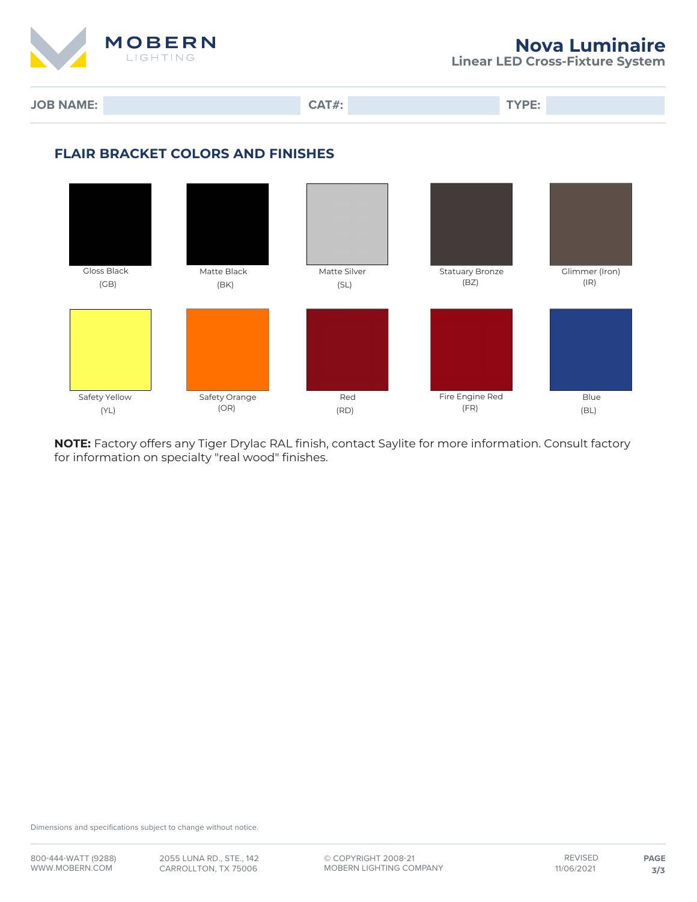**MOBERN** LIGHTING

# Nova Luminaire

**Linear LED Cross-Fixture System**

**JOB NAME:** | **CAT#:** | **TYPE:**

## FLAIR BRACKET COLORS AND FINISHES

Gloss Black
(GB)

Matte Black
(BK)

Matte Silver
(SL)

Statuary Bronze
(BZ)

Glimmer (Iron)
(IR)

Safety Yellow
(YL)

Safety Orange
(OR)

Red
(RD)

Fire Engine Red
(FR)

Blue
(BL)

**NOTE:** Factory offers any Tiger Drylac RAL finish, contact Saylite for more information. Consult factory for information on specialty "real wood" finishes.

Dimensions and specifications subject to change without notice.

800-444-WATT (9288)
WWW.MOBERN.COM

2055 LUNA RD., STE., 142
CARROLLTON, TX 75006

© COPYRIGHT 2008-21
MOBERN LIGHTING COMPANY

REVISED
11/06/2021